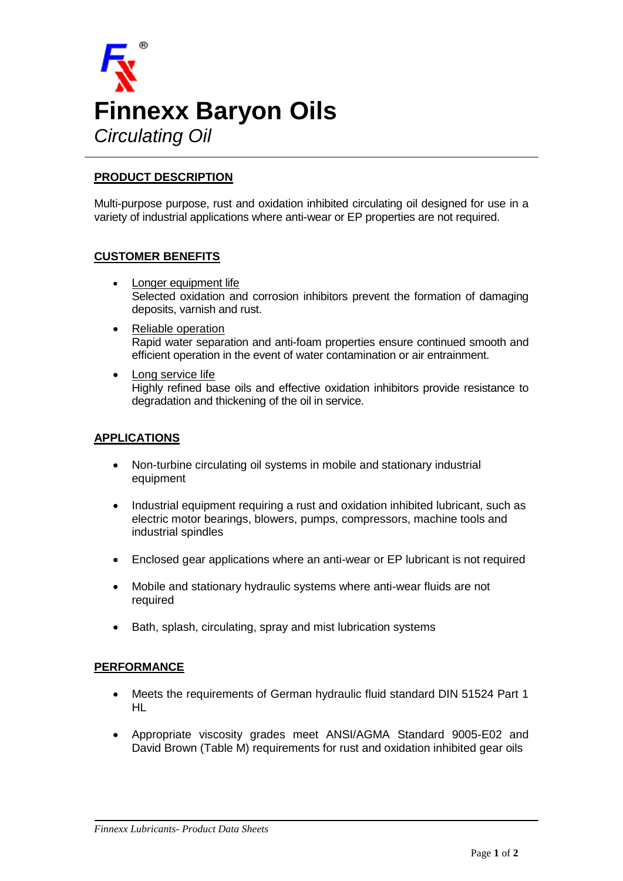# Finnexx Baryon Oils

*Circulating Oil*

## PRODUCT DESCRIPTION

Multi-purpose purpose, rust and oxidation inhibited circulating oil designed for use in a variety of industrial applications where anti-wear or EP properties are not required.

## CUSTOMER BENEFITS

- Longer equipment life
  Selected oxidation and corrosion inhibitors prevent the formation of damaging deposits, varnish and rust.
- Reliable operation
  Rapid water separation and anti-foam properties ensure continued smooth and efficient operation in the event of water contamination or air entrainment.
- Long service life
  Highly refined base oils and effective oxidation inhibitors provide resistance to degradation and thickening of the oil in service.

## APPLICATIONS

- Non-turbine circulating oil systems in mobile and stationary industrial equipment
- Industrial equipment requiring a rust and oxidation inhibited lubricant, such as electric motor bearings, blowers, pumps, compressors, machine tools and industrial spindles
- Enclosed gear applications where an anti-wear or EP lubricant is not required
- Mobile and stationary hydraulic systems where anti-wear fluids are not required
- Bath, splash, circulating, spray and mist lubrication systems

## PERFORMANCE

- Meets the requirements of German hydraulic fluid standard DIN 51524 Part 1 HL
- Appropriate viscosity grades meet ANSI/AGMA Standard 9005-E02 and David Brown (Table M) requirements for rust and oxidation inhibited gear oils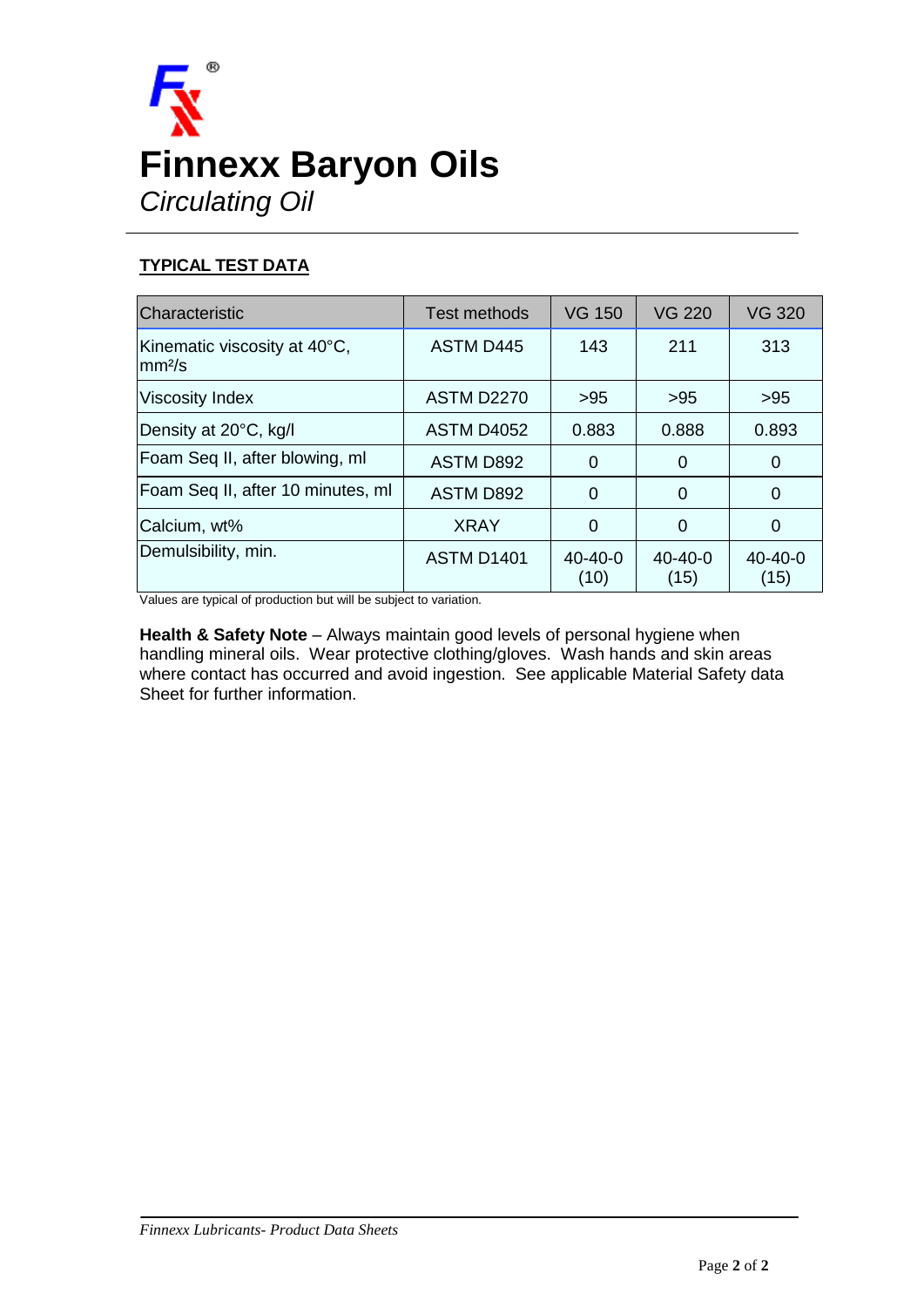# Finnexx Baryon Oils

*Circulating Oil*

## TYPICAL TEST DATA

| Characteristic | Test methods | VG 150 | VG 220 | VG 320 |
|---|---|---|---|---|
| Kinematic viscosity at 40°C, $mm^2/s$ | ASTM D445 | 143 | 211 | 313 |
| Viscosity Index | ASTM D2270 | >95 | >95 | >95 |
| Density at 20°C, kg/l | ASTM D4052 | 0.883 | 0.888 | 0.893 |
| Foam Seq II, after blowing, ml | ASTM D892 | 0 | 0 | 0 |
| Foam Seq II, after 10 minutes, ml | ASTM D892 | 0 | 0 | 0 |
| Calcium, wt% | XRAY | 0 | 0 | 0 |
| Demulsibility, min. | ASTM D1401 | 40-40-0 (10) | 40-40-0 (15) | 40-40-0 (15) |

Values are typical of production but will be subject to variation.

**Health & Safety Note** – Always maintain good levels of personal hygiene when handling mineral oils. Wear protective clothing/gloves. Wash hands and skin areas where contact has occurred and avoid ingestion. See applicable Material Safety data Sheet for further information.